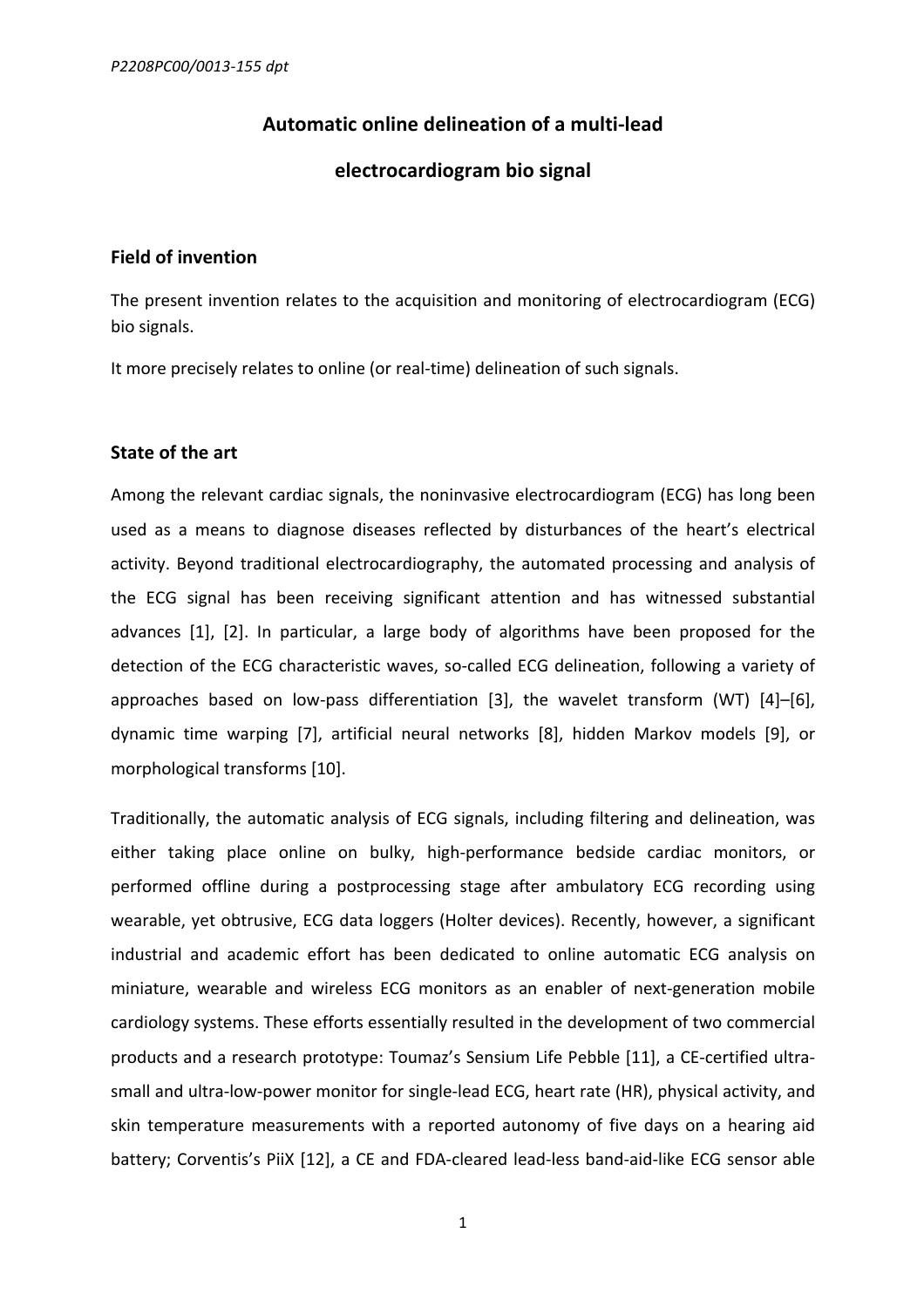# Automatic online delineation of a multi-lead electrocardiogram bio signal

## Field of invention

The present invention relates to the acquisition and monitoring of electrocardiogram (ECG) bio signals.

It more precisely relates to online (or real-time) delineation of such signals.

## State of the art

Among the relevant cardiac signals, the noninvasive electrocardiogram (ECG) has long been used as a means to diagnose diseases reflected by disturbances of the heart's electrical activity. Beyond traditional electrocardiography, the automated processing and analysis of the ECG signal has been receiving significant attention and has witnessed substantial advances [1], [2]. In particular, a large body of algorithms have been proposed for the detection of the ECG characteristic waves, so-called ECG delineation, following a variety of approaches based on low-pass differentiation [3], the wavelet transform (WT) [4]–[6], dynamic time warping [7], artificial neural networks [8], hidden Markov models [9], or morphological transforms [10].

Traditionally, the automatic analysis of ECG signals, including filtering and delineation, was either taking place online on bulky, high-performance bedside cardiac monitors, or performed offline during a postprocessing stage after ambulatory ECG recording using wearable, yet obtrusive, ECG data loggers (Holter devices). Recently, however, a significant industrial and academic effort has been dedicated to online automatic ECG analysis on miniature, wearable and wireless ECG monitors as an enabler of next-generation mobile cardiology systems. These efforts essentially resulted in the development of two commercial products and a research prototype: Toumaz's Sensium Life Pebble [11], a CE-certified ultra-small and ultra-low-power monitor for single-lead ECG, heart rate (HR), physical activity, and skin temperature measurements with a reported autonomy of five days on a hearing aid battery; Corventis's PiiX [12], a CE and FDA-cleared lead-less band-aid-like ECG sensor able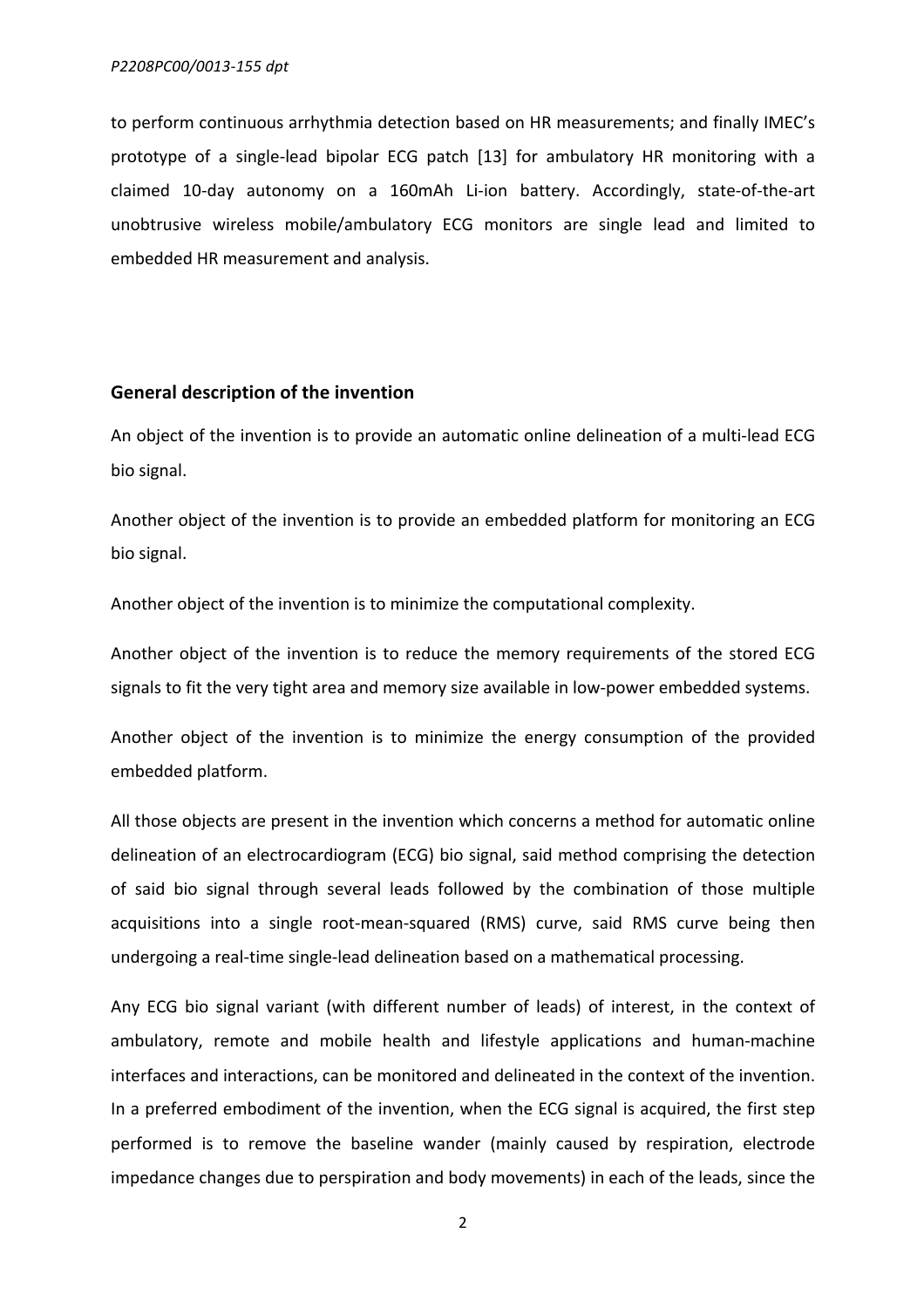to perform continuous arrhythmia detection based on HR measurements; and finally IMEC's prototype of a single-lead bipolar ECG patch [13] for ambulatory HR monitoring with a claimed 10-day autonomy on a 160mAh Li-ion battery. Accordingly, state-of-the-art unobtrusive wireless mobile/ambulatory ECG monitors are single lead and limited to embedded HR measurement and analysis.

## General description of the invention

An object of the invention is to provide an automatic online delineation of a multi-lead ECG bio signal.

Another object of the invention is to provide an embedded platform for monitoring an ECG bio signal.

Another object of the invention is to minimize the computational complexity.

Another object of the invention is to reduce the memory requirements of the stored ECG signals to fit the very tight area and memory size available in low-power embedded systems.

Another object of the invention is to minimize the energy consumption of the provided embedded platform.

All those objects are present in the invention which concerns a method for automatic online delineation of an electrocardiogram (ECG) bio signal, said method comprising the detection of said bio signal through several leads followed by the combination of those multiple acquisitions into a single root-mean-squared (RMS) curve, said RMS curve being then undergoing a real-time single-lead delineation based on a mathematical processing.

Any ECG bio signal variant (with different number of leads) of interest, in the context of ambulatory, remote and mobile health and lifestyle applications and human-machine interfaces and interactions, can be monitored and delineated in the context of the invention. In a preferred embodiment of the invention, when the ECG signal is acquired, the first step performed is to remove the baseline wander (mainly caused by respiration, electrode impedance changes due to perspiration and body movements) in each of the leads, since the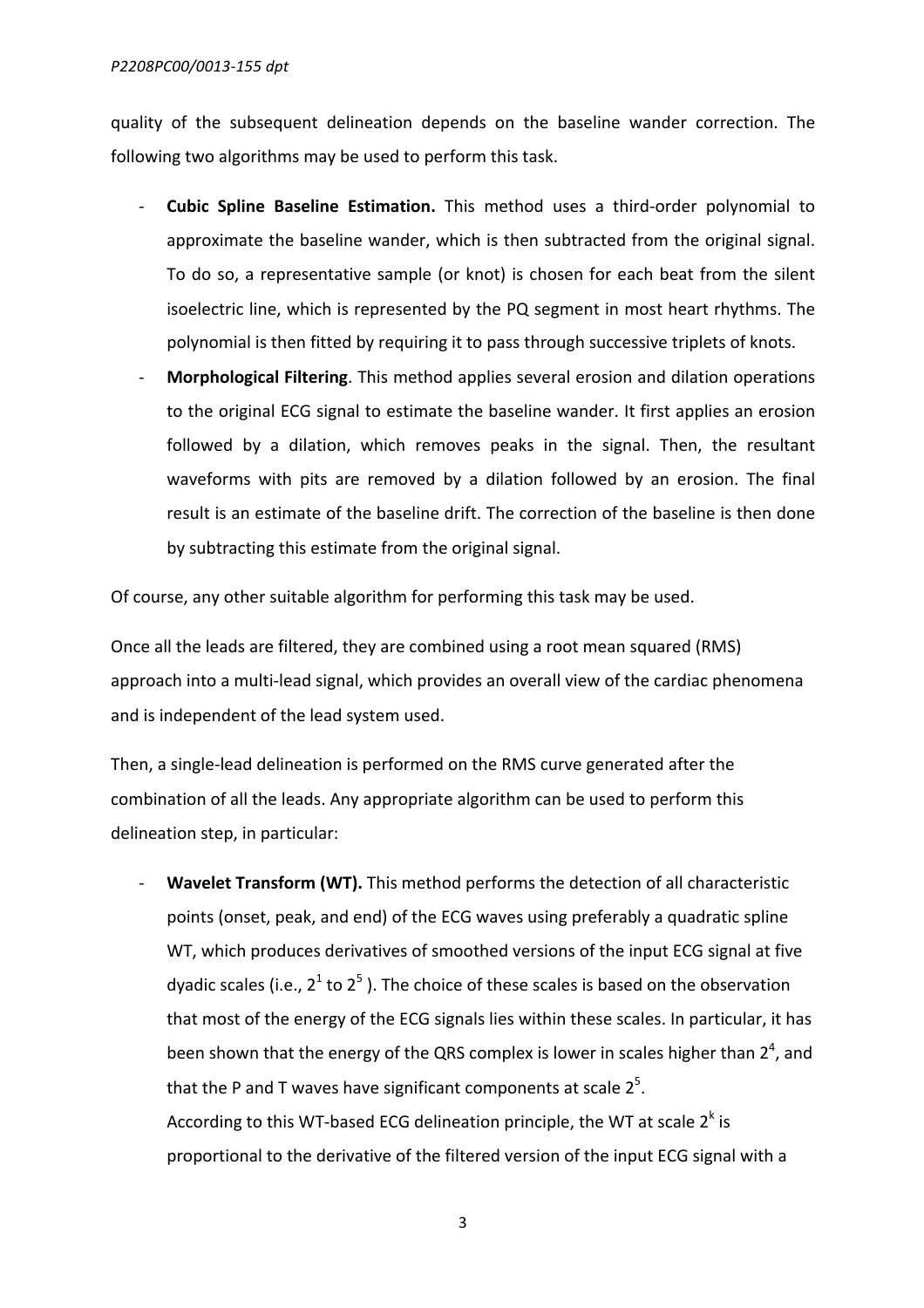quality of the subsequent delineation depends on the baseline wander correction. The following two algorithms may be used to perform this task.

- **Cubic Spline Baseline Estimation.** This method uses a third-order polynomial to approximate the baseline wander, which is then subtracted from the original signal. To do so, a representative sample (or knot) is chosen for each beat from the silent isoelectric line, which is represented by the PQ segment in most heart rhythms. The polynomial is then fitted by requiring it to pass through successive triplets of knots.
- **Morphological Filtering**. This method applies several erosion and dilation operations to the original ECG signal to estimate the baseline wander. It first applies an erosion followed by a dilation, which removes peaks in the signal. Then, the resultant waveforms with pits are removed by a dilation followed by an erosion. The final result is an estimate of the baseline drift. The correction of the baseline is then done by subtracting this estimate from the original signal.

Of course, any other suitable algorithm for performing this task may be used.

Once all the leads are filtered, they are combined using a root mean squared (RMS) approach into a multi-lead signal, which provides an overall view of the cardiac phenomena and is independent of the lead system used.

Then, a single-lead delineation is performed on the RMS curve generated after the combination of all the leads. Any appropriate algorithm can be used to perform this delineation step, in particular:

- **Wavelet Transform (WT).** This method performs the detection of all characteristic points (onset, peak, and end) of the ECG waves using preferably a quadratic spline WT, which produces derivatives of smoothed versions of the input ECG signal at five dyadic scales (i.e., $2^1$ to $2^5$ ). The choice of these scales is based on the observation that most of the energy of the ECG signals lies within these scales. In particular, it has been shown that the energy of the QRS complex is lower in scales higher than $2^4$, and that the P and T waves have significant components at scale $2^5$.
  According to this WT-based ECG delineation principle, the WT at scale $2^k$ is proportional to the derivative of the filtered version of the input ECG signal with a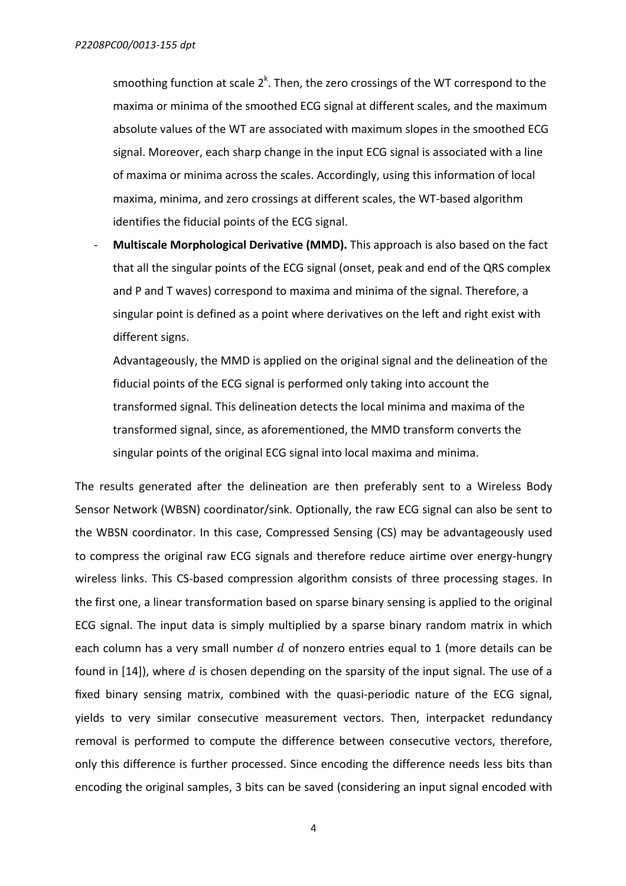smoothing function at scale $2^k$. Then, the zero crossings of the WT correspond to the maxima or minima of the smoothed ECG signal at different scales, and the maximum absolute values of the WT are associated with maximum slopes in the smoothed ECG signal. Moreover, each sharp change in the input ECG signal is associated with a line of maxima or minima across the scales. Accordingly, using this information of local maxima, minima, and zero crossings at different scales, the WT-based algorithm identifies the fiducial points of the ECG signal.

- **Multiscale Morphological Derivative (MMD).** This approach is also based on the fact that all the singular points of the ECG signal (onset, peak and end of the QRS complex and P and T waves) correspond to maxima and minima of the signal. Therefore, a singular point is defined as a point where derivatives on the left and right exist with different signs.

  Advantageously, the MMD is applied on the original signal and the delineation of the fiducial points of the ECG signal is performed only taking into account the transformed signal. This delineation detects the local minima and maxima of the transformed signal, since, as aforementioned, the MMD transform converts the singular points of the original ECG signal into local maxima and minima.

The results generated after the delineation are then preferably sent to a Wireless Body Sensor Network (WBSN) coordinator/sink. Optionally, the raw ECG signal can also be sent to the WBSN coordinator. In this case, Compressed Sensing (CS) may be advantageously used to compress the original raw ECG signals and therefore reduce airtime over energy-hungry wireless links. This CS-based compression algorithm consists of three processing stages. In the first one, a linear transformation based on sparse binary sensing is applied to the original ECG signal. The input data is simply multiplied by a sparse binary random matrix in which each column has a very small number $d$ of nonzero entries equal to 1 (more details can be found in [14]), where $d$ is chosen depending on the sparsity of the input signal. The use of a fixed binary sensing matrix, combined with the quasi-periodic nature of the ECG signal, yields to very similar consecutive measurement vectors. Then, interpacket redundancy removal is performed to compute the difference between consecutive vectors, therefore, only this difference is further processed. Since encoding the difference needs less bits than encoding the original samples, 3 bits can be saved (considering an input signal encoded with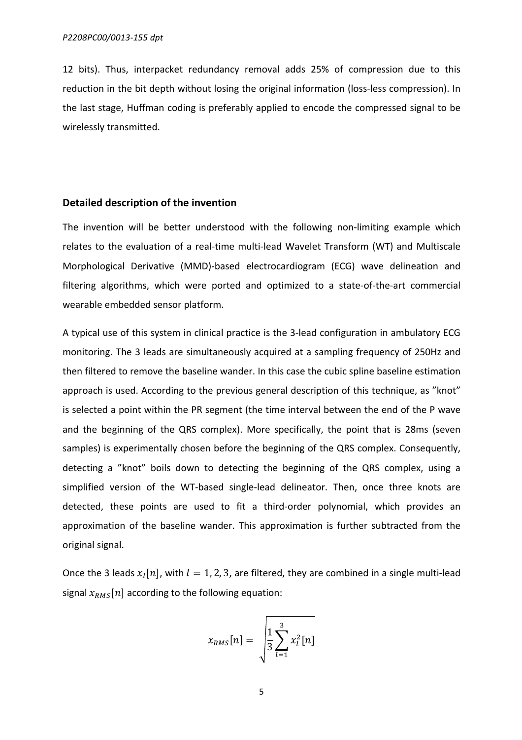12 bits). Thus, interpacket redundancy removal adds 25% of compression due to this reduction in the bit depth without losing the original information (loss-less compression). In the last stage, Huffman coding is preferably applied to encode the compressed signal to be wirelessly transmitted.

## Detailed description of the invention

The invention will be better understood with the following non-limiting example which relates to the evaluation of a real-time multi-lead Wavelet Transform (WT) and Multiscale Morphological Derivative (MMD)-based electrocardiogram (ECG) wave delineation and filtering algorithms, which were ported and optimized to a state-of-the-art commercial wearable embedded sensor platform.

A typical use of this system in clinical practice is the 3-lead configuration in ambulatory ECG monitoring. The 3 leads are simultaneously acquired at a sampling frequency of 250Hz and then filtered to remove the baseline wander. In this case the cubic spline baseline estimation approach is used. According to the previous general description of this technique, as "knot" is selected a point within the PR segment (the time interval between the end of the P wave and the beginning of the QRS complex). More specifically, the point that is 28ms (seven samples) is experimentally chosen before the beginning of the QRS complex. Consequently, detecting a "knot" boils down to detecting the beginning of the QRS complex, using a simplified version of the WT-based single-lead delineator. Then, once three knots are detected, these points are used to fit a third-order polynomial, which provides an approximation of the baseline wander. This approximation is further subtracted from the original signal.

Once the 3 leads $x_l[n]$, with $l = 1, 2, 3$, are filtered, they are combined in a single multi-lead signal $x_{RMS}[n]$ according to the following equation:

$$x_{RMS}[n] = \sqrt{\frac{1}{3}\sum_{l=1}^{3} x_l^2[n]}$$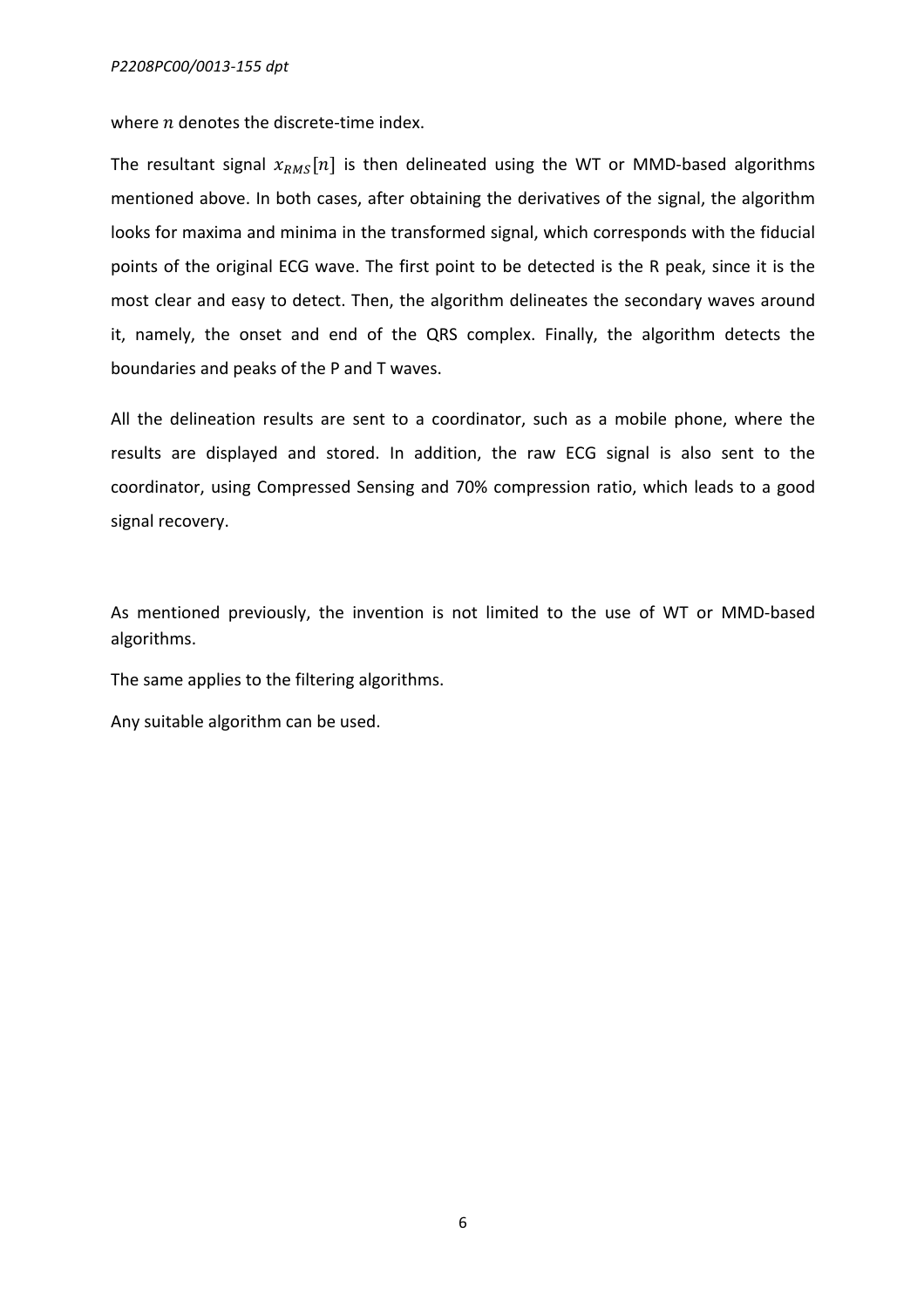where $n$ denotes the discrete-time index.

The resultant signal $x_{RMS}[n]$ is then delineated using the WT or MMD-based algorithms mentioned above. In both cases, after obtaining the derivatives of the signal, the algorithm looks for maxima and minima in the transformed signal, which corresponds with the fiducial points of the original ECG wave. The first point to be detected is the R peak, since it is the most clear and easy to detect. Then, the algorithm delineates the secondary waves around it, namely, the onset and end of the QRS complex. Finally, the algorithm detects the boundaries and peaks of the P and T waves.

All the delineation results are sent to a coordinator, such as a mobile phone, where the results are displayed and stored. In addition, the raw ECG signal is also sent to the coordinator, using Compressed Sensing and 70% compression ratio, which leads to a good signal recovery.

As mentioned previously, the invention is not limited to the use of WT or MMD-based algorithms.

The same applies to the filtering algorithms.

Any suitable algorithm can be used.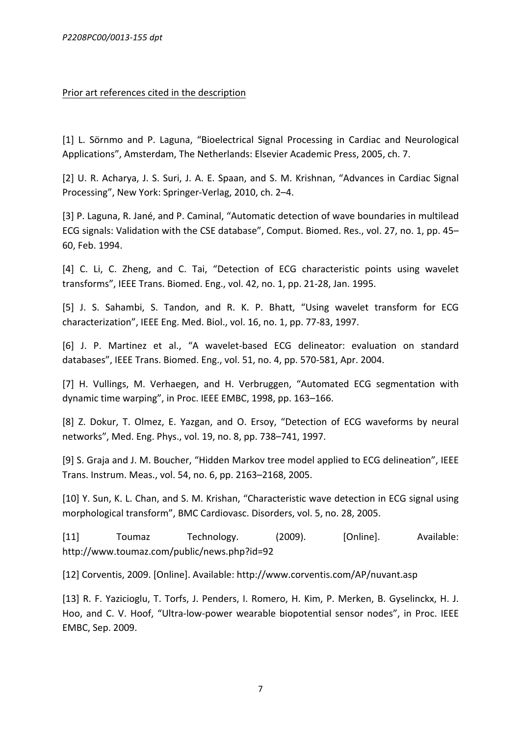Prior art references cited in the description

[1] L. Sörnmo and P. Laguna, "Bioelectrical Signal Processing in Cardiac and Neurological Applications", Amsterdam, The Netherlands: Elsevier Academic Press, 2005, ch. 7.

[2] U. R. Acharya, J. S. Suri, J. A. E. Spaan, and S. M. Krishnan, "Advances in Cardiac Signal Processing", New York: Springer-Verlag, 2010, ch. 2–4.

[3] P. Laguna, R. Jané, and P. Caminal, "Automatic detection of wave boundaries in multilead ECG signals: Validation with the CSE database", Comput. Biomed. Res., vol. 27, no. 1, pp. 45–60, Feb. 1994.

[4] C. Li, C. Zheng, and C. Tai, "Detection of ECG characteristic points using wavelet transforms", IEEE Trans. Biomed. Eng., vol. 42, no. 1, pp. 21-28, Jan. 1995.

[5] J. S. Sahambi, S. Tandon, and R. K. P. Bhatt, "Using wavelet transform for ECG characterization", IEEE Eng. Med. Biol., vol. 16, no. 1, pp. 77-83, 1997.

[6] J. P. Martinez et al., "A wavelet-based ECG delineator: evaluation on standard databases", IEEE Trans. Biomed. Eng., vol. 51, no. 4, pp. 570-581, Apr. 2004.

[7] H. Vullings, M. Verhaegen, and H. Verbruggen, "Automated ECG segmentation with dynamic time warping", in Proc. IEEE EMBC, 1998, pp. 163–166.

[8] Z. Dokur, T. Olmez, E. Yazgan, and O. Ersoy, "Detection of ECG waveforms by neural networks", Med. Eng. Phys., vol. 19, no. 8, pp. 738–741, 1997.

[9] S. Graja and J. M. Boucher, "Hidden Markov tree model applied to ECG delineation", IEEE Trans. Instrum. Meas., vol. 54, no. 6, pp. 2163–2168, 2005.

[10] Y. Sun, K. L. Chan, and S. M. Krishan, "Characteristic wave detection in ECG signal using morphological transform", BMC Cardiovasc. Disorders, vol. 5, no. 28, 2005.

[11] Toumaz Technology. (2009). [Online]. Available: http://www.toumaz.com/public/news.php?id=92

[12] Corventis, 2009. [Online]. Available: http://www.corventis.com/AP/nuvant.asp

[13] R. F. Yazicioglu, T. Torfs, J. Penders, I. Romero, H. Kim, P. Merken, B. Gyselinckx, H. J. Hoo, and C. V. Hoof, "Ultra-low-power wearable biopotential sensor nodes", in Proc. IEEE EMBC, Sep. 2009.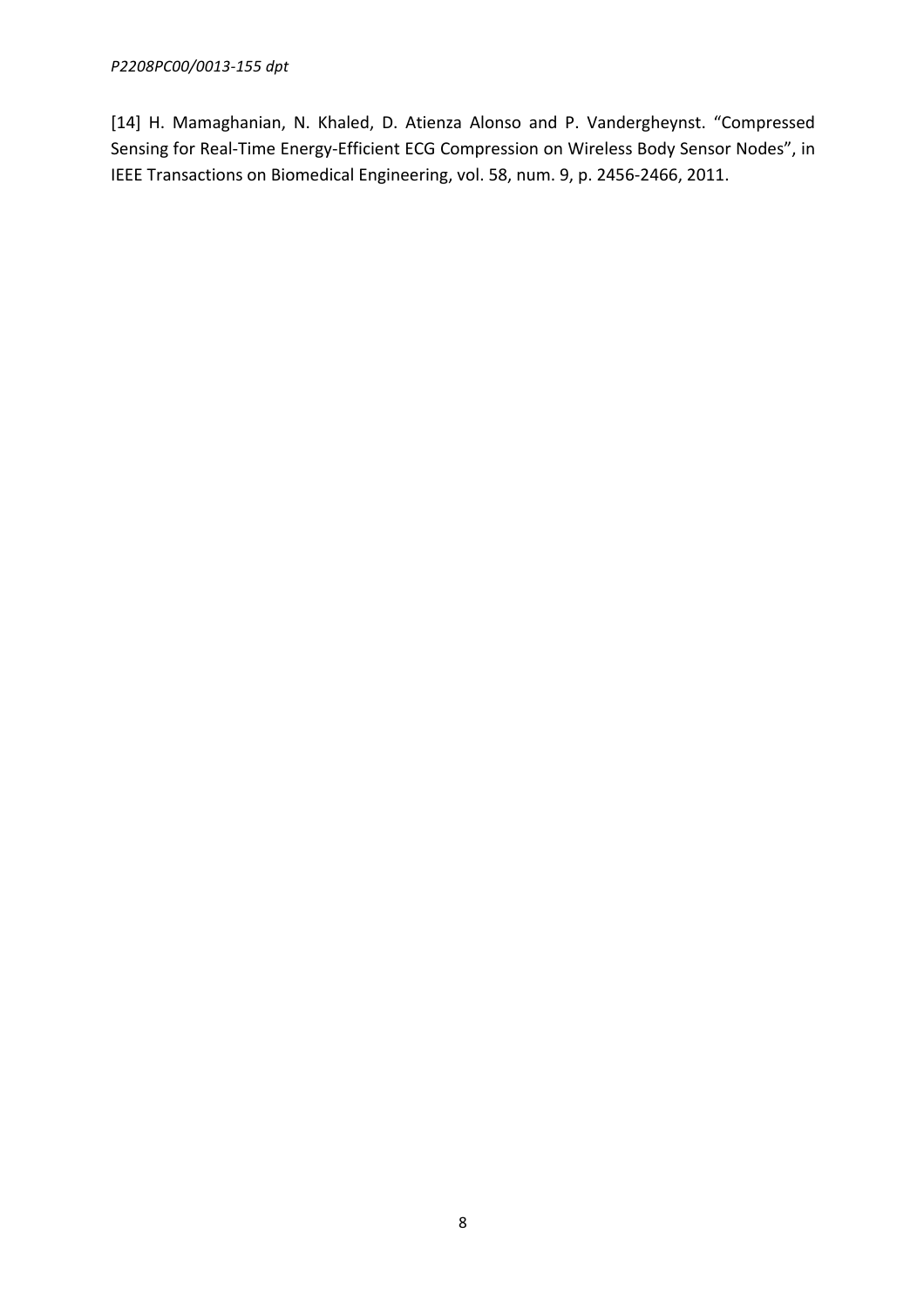[14] H. Mamaghanian, N. Khaled, D. Atienza Alonso and P. Vandergheynst. “Compressed Sensing for Real-Time Energy-Efficient ECG Compression on Wireless Body Sensor Nodes”, in IEEE Transactions on Biomedical Engineering, vol. 58, num. 9, p. 2456-2466, 2011.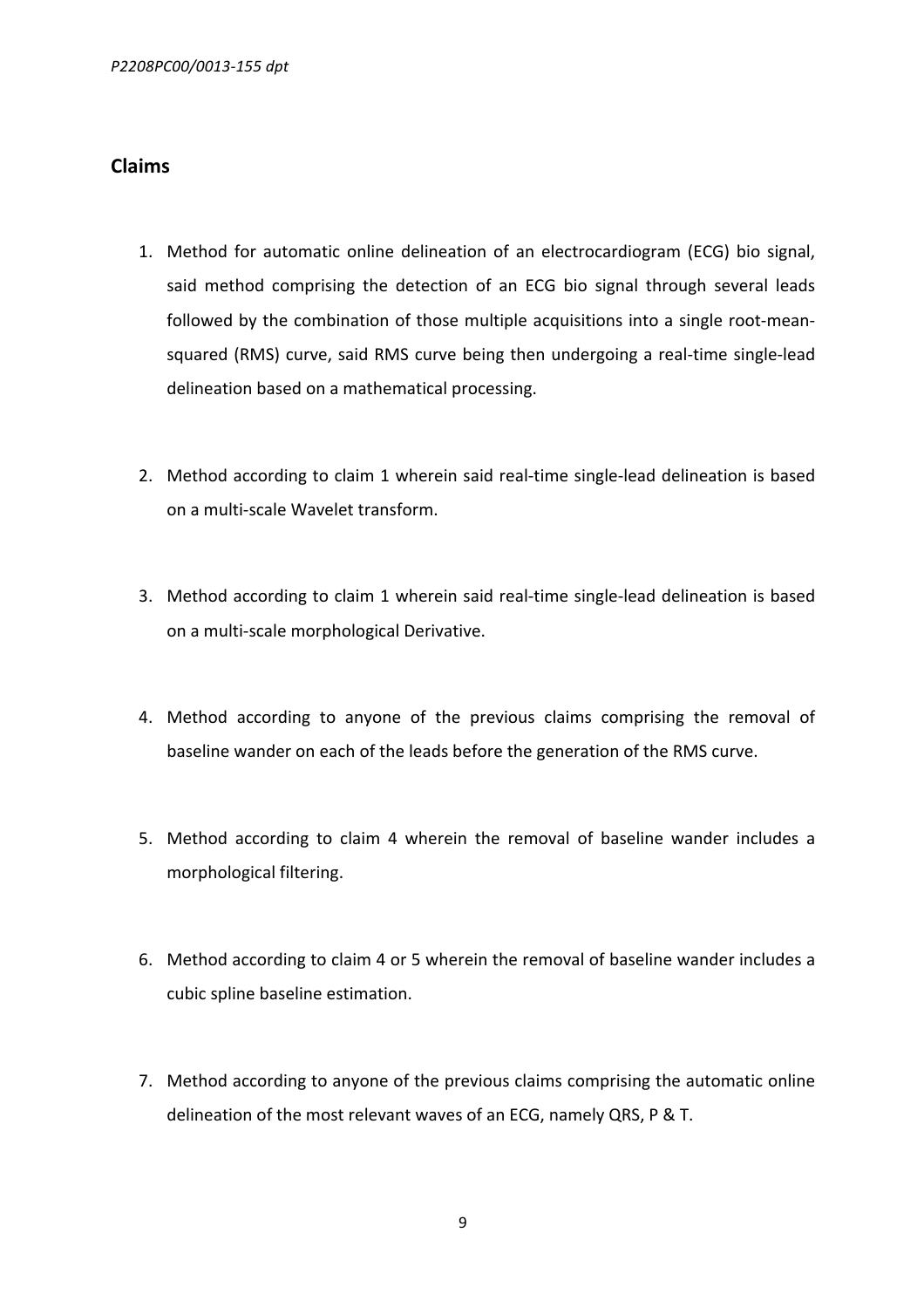## Claims

1. Method for automatic online delineation of an electrocardiogram (ECG) bio signal, said method comprising the detection of an ECG bio signal through several leads followed by the combination of those multiple acquisitions into a single root-mean-squared (RMS) curve, said RMS curve being then undergoing a real-time single-lead delineation based on a mathematical processing.

2. Method according to claim 1 wherein said real-time single-lead delineation is based on a multi-scale Wavelet transform.

3. Method according to claim 1 wherein said real-time single-lead delineation is based on a multi-scale morphological Derivative.

4. Method according to anyone of the previous claims comprising the removal of baseline wander on each of the leads before the generation of the RMS curve.

5. Method according to claim 4 wherein the removal of baseline wander includes a morphological filtering.

6. Method according to claim 4 or 5 wherein the removal of baseline wander includes a cubic spline baseline estimation.

7. Method according to anyone of the previous claims comprising the automatic online delineation of the most relevant waves of an ECG, namely QRS, P & T.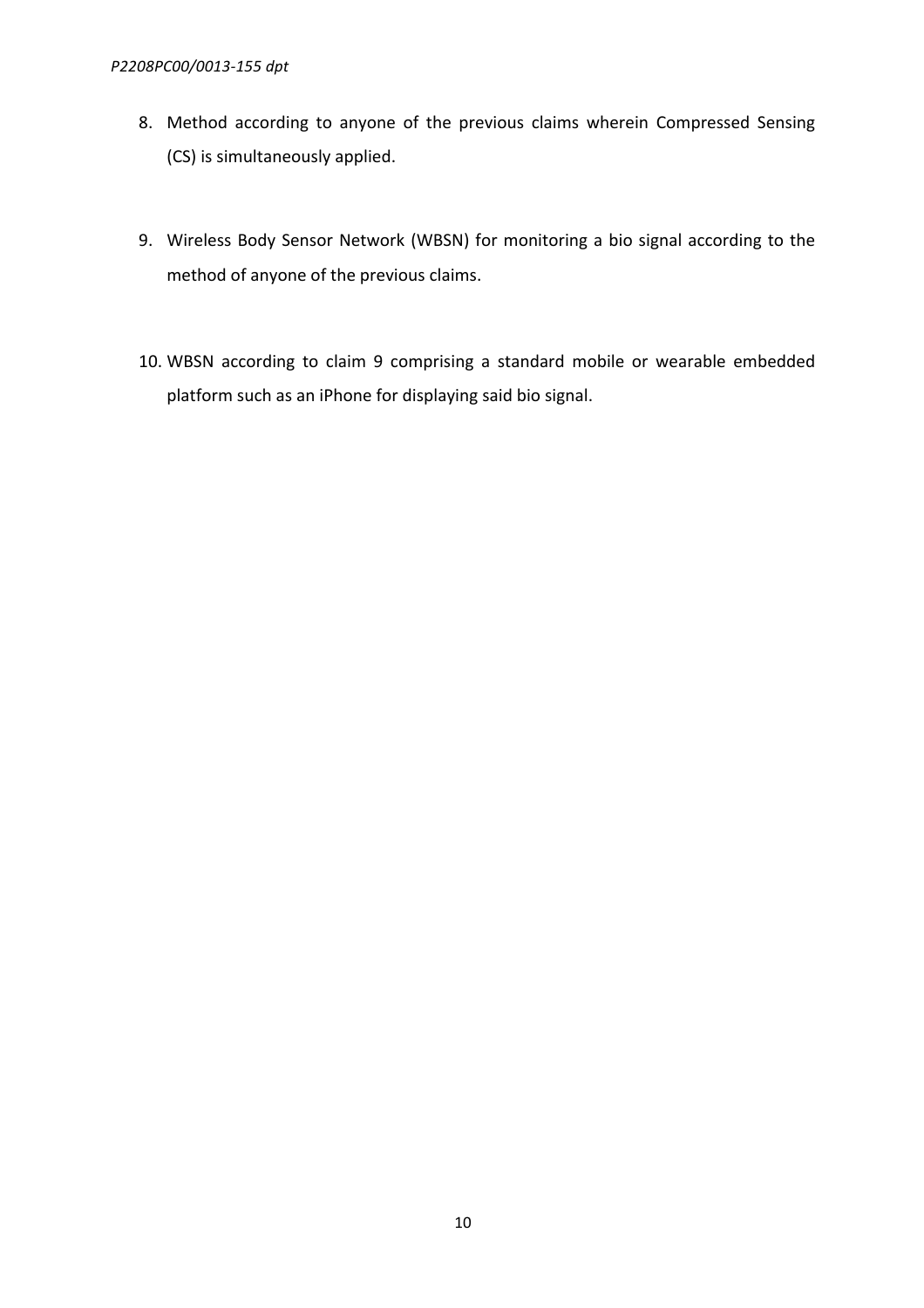8. Method according to anyone of the previous claims wherein Compressed Sensing (CS) is simultaneously applied.

9. Wireless Body Sensor Network (WBSN) for monitoring a bio signal according to the method of anyone of the previous claims.

10. WBSN according to claim 9 comprising a standard mobile or wearable embedded platform such as an iPhone for displaying said bio signal.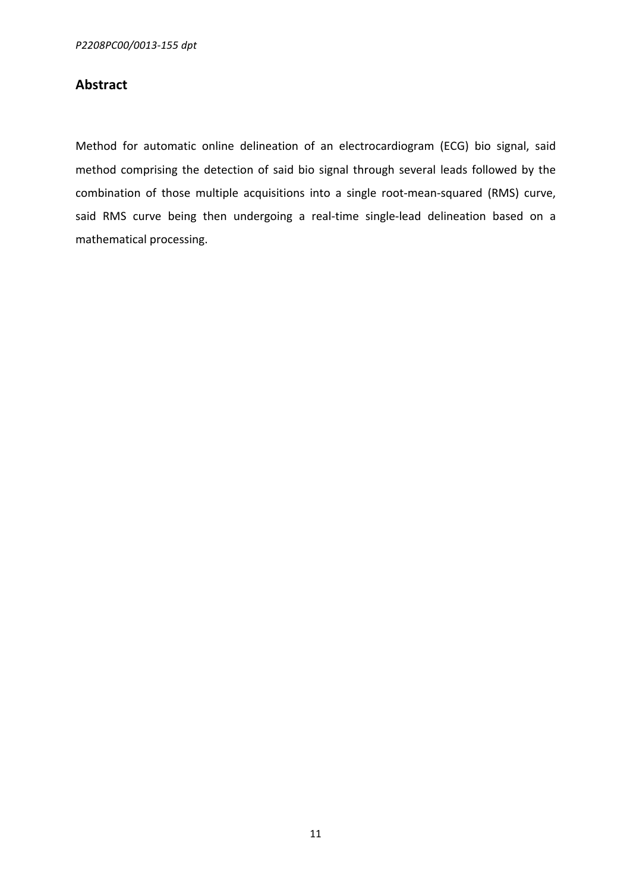## Abstract

Method for automatic online delineation of an electrocardiogram (ECG) bio signal, said method comprising the detection of said bio signal through several leads followed by the combination of those multiple acquisitions into a single root-mean-squared (RMS) curve, said RMS curve being then undergoing a real-time single-lead delineation based on a mathematical processing.